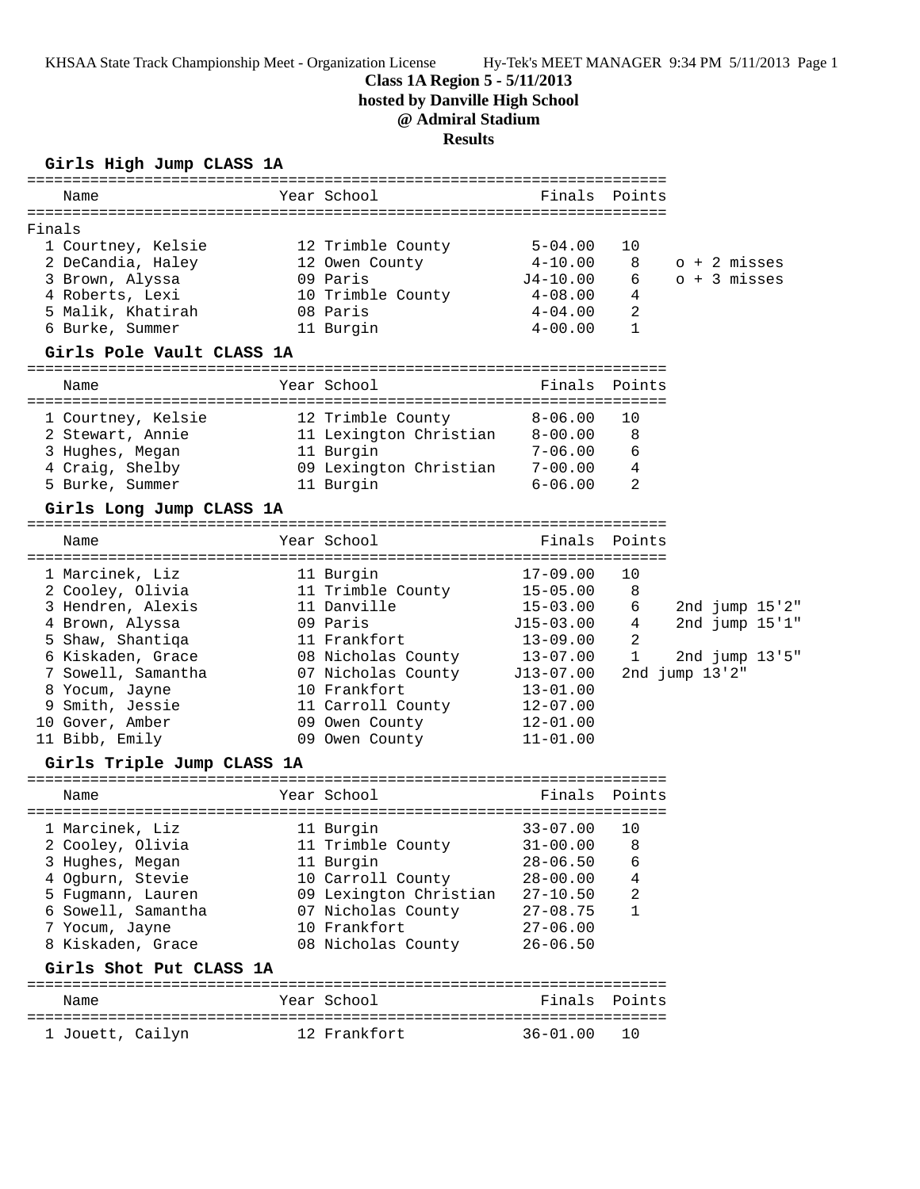KHSAA State Track Championship Meet - Organization License    Hy-Tek's MEET MANAGER 9:34 PM 5/11/2013 Page 1

# Class 1A Region 5 - 5/11/2013
## hosted by Danville High School
## @ Admiral Stadium
## Results

### Girls High Jump CLASS 1A

Finals

| Place | Name | Year | School | Finals | Points | Notes |
|---|---|---|---|---|---|---|
| 1 | Courtney, Kelsie | 12 | Trimble County | 5-04.00 | 10 | |
| 2 | DeCandia, Haley | 12 | Owen County | 4-10.00 | 8 | o + 2 misses |
| 3 | Brown, Alyssa | 09 | Paris | J4-10.00 | 6 | o + 3 misses |
| 4 | Roberts, Lexi | 10 | Trimble County | 4-08.00 | 4 | |
| 5 | Malik, Khatirah | 08 | Paris | 4-04.00 | 2 | |
| 6 | Burke, Summer | 11 | Burgin | 4-00.00 | 1 | |

### Girls Pole Vault CLASS 1A

| Place | Name | Year | School | Finals | Points |
|---|---|---|---|---|---|
| 1 | Courtney, Kelsie | 12 | Trimble County | 8-06.00 | 10 |
| 2 | Stewart, Annie | 11 | Lexington Christian | 8-00.00 | 8 |
| 3 | Hughes, Megan | 11 | Burgin | 7-06.00 | 6 |
| 4 | Craig, Shelby | 09 | Lexington Christian | 7-00.00 | 4 |
| 5 | Burke, Summer | 11 | Burgin | 6-06.00 | 2 |

### Girls Long Jump CLASS 1A

| Place | Name | Year | School | Finals | Points | Notes |
|---|---|---|---|---|---|---|
| 1 | Marcinek, Liz | 11 | Burgin | 17-09.00 | 10 | |
| 2 | Cooley, Olivia | 11 | Trimble County | 15-05.00 | 8 | |
| 3 | Hendren, Alexis | 11 | Danville | 15-03.00 | 6 | 2nd jump 15'2" |
| 4 | Brown, Alyssa | 09 | Paris | J15-03.00 | 4 | 2nd jump 15'1" |
| 5 | Shaw, Shantiqa | 11 | Frankfort | 13-09.00 | 2 | |
| 6 | Kiskaden, Grace | 08 | Nicholas County | 13-07.00 | 1 | 2nd jump 13'5" |
| 7 | Sowell, Samantha | 07 | Nicholas County | J13-07.00 | | 2nd jump 13'2" |
| 8 | Yocum, Jayne | 10 | Frankfort | 13-01.00 | | |
| 9 | Smith, Jessie | 11 | Carroll County | 12-07.00 | | |
| 10 | Gover, Amber | 09 | Owen County | 12-01.00 | | |
| 11 | Bibb, Emily | 09 | Owen County | 11-01.00 | | |

### Girls Triple Jump CLASS 1A

| Place | Name | Year | School | Finals | Points |
|---|---|---|---|---|---|
| 1 | Marcinek, Liz | 11 | Burgin | 33-07.00 | 10 |
| 2 | Cooley, Olivia | 11 | Trimble County | 31-00.00 | 8 |
| 3 | Hughes, Megan | 11 | Burgin | 28-06.50 | 6 |
| 4 | Ogburn, Stevie | 10 | Carroll County | 28-00.00 | 4 |
| 5 | Fugmann, Lauren | 09 | Lexington Christian | 27-10.50 | 2 |
| 6 | Sowell, Samantha | 07 | Nicholas County | 27-08.75 | 1 |
| 7 | Yocum, Jayne | 10 | Frankfort | 27-06.00 | |
| 8 | Kiskaden, Grace | 08 | Nicholas County | 26-06.50 | |

### Girls Shot Put CLASS 1A

| Place | Name | Year | School | Finals | Points |
|---|---|---|---|---|---|
| 1 | Jouett, Cailyn | 12 | Frankfort | 36-01.00 | 10 |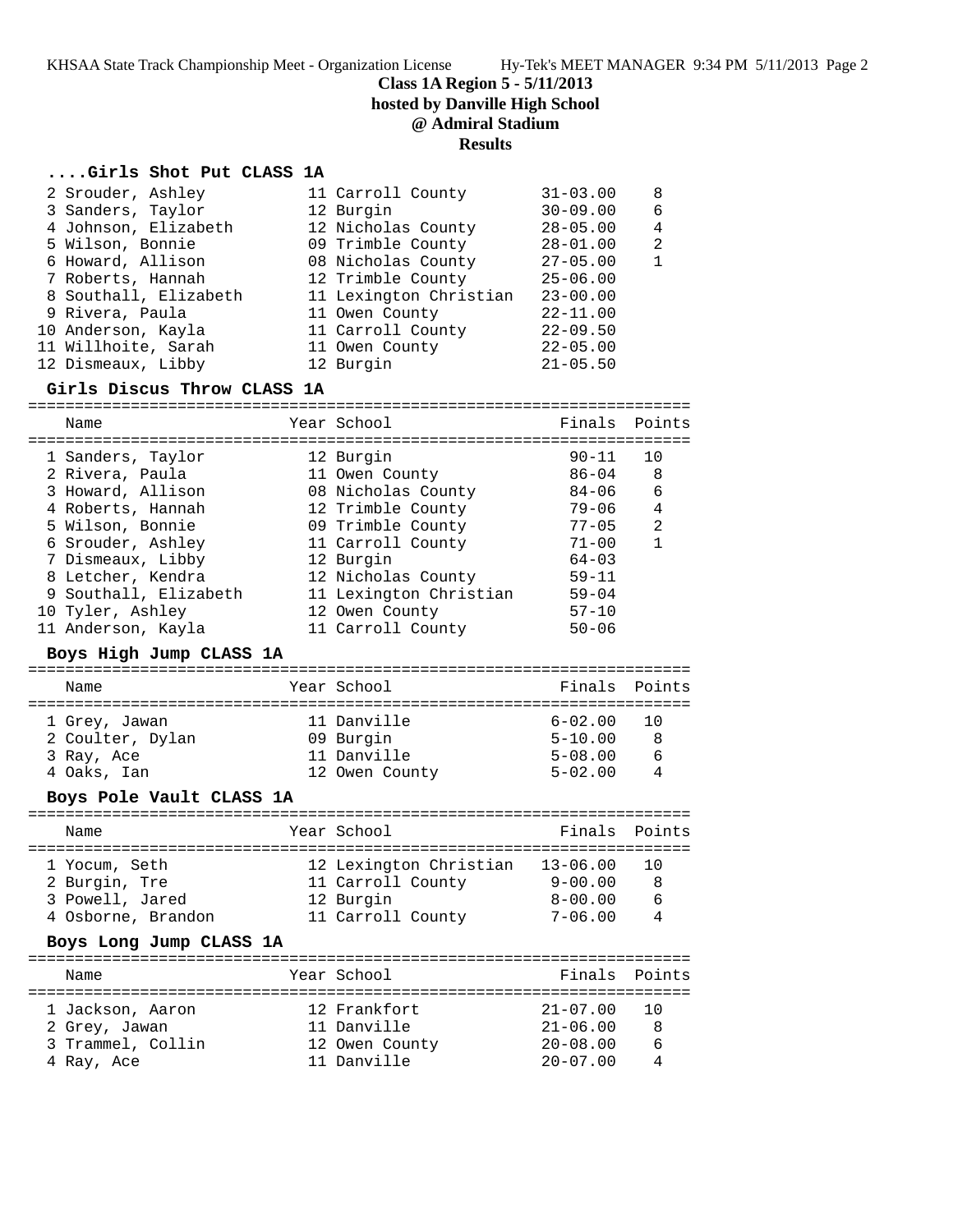**Class 1A Region 5 - 5/11/2013**
**hosted by Danville High School**
**@ Admiral Stadium**
**Results**

### ....Girls Shot Put CLASS 1A

| Place | Name | Year | School | Finals | Points |
|---|---|---|---|---|---|
| 2 | Srouder, Ashley | 11 | Carroll County | 31-03.00 | 8 |
| 3 | Sanders, Taylor | 12 | Burgin | 30-09.00 | 6 |
| 4 | Johnson, Elizabeth | 12 | Nicholas County | 28-05.00 | 4 |
| 5 | Wilson, Bonnie | 09 | Trimble County | 28-01.00 | 2 |
| 6 | Howard, Allison | 08 | Nicholas County | 27-05.00 | 1 |
| 7 | Roberts, Hannah | 12 | Trimble County | 25-06.00 | |
| 8 | Southall, Elizabeth | 11 | Lexington Christian | 23-00.00 | |
| 9 | Rivera, Paula | 11 | Owen County | 22-11.00 | |
| 10 | Anderson, Kayla | 11 | Carroll County | 22-09.50 | |
| 11 | Willhoite, Sarah | 11 | Owen County | 22-05.00 | |
| 12 | Dismeaux, Libby | 12 | Burgin | 21-05.50 | |

### Girls Discus Throw CLASS 1A

| Place | Name | Year | School | Finals | Points |
|---|---|---|---|---|---|
| 1 | Sanders, Taylor | 12 | Burgin | 90-11 | 10 |
| 2 | Rivera, Paula | 11 | Owen County | 86-04 | 8 |
| 3 | Howard, Allison | 08 | Nicholas County | 84-06 | 6 |
| 4 | Roberts, Hannah | 12 | Trimble County | 79-06 | 4 |
| 5 | Wilson, Bonnie | 09 | Trimble County | 77-05 | 2 |
| 6 | Srouder, Ashley | 11 | Carroll County | 71-00 | 1 |
| 7 | Dismeaux, Libby | 12 | Burgin | 64-03 | |
| 8 | Letcher, Kendra | 12 | Nicholas County | 59-11 | |
| 9 | Southall, Elizabeth | 11 | Lexington Christian | 59-04 | |
| 10 | Tyler, Ashley | 12 | Owen County | 57-10 | |
| 11 | Anderson, Kayla | 11 | Carroll County | 50-06 | |

### Boys High Jump CLASS 1A

| Place | Name | Year | School | Finals | Points |
|---|---|---|---|---|---|
| 1 | Grey, Jawan | 11 | Danville | 6-02.00 | 10 |
| 2 | Coulter, Dylan | 09 | Burgin | 5-10.00 | 8 |
| 3 | Ray, Ace | 11 | Danville | 5-08.00 | 6 |
| 4 | Oaks, Ian | 12 | Owen County | 5-02.00 | 4 |

### Boys Pole Vault CLASS 1A

| Place | Name | Year | School | Finals | Points |
|---|---|---|---|---|---|
| 1 | Yocum, Seth | 12 | Lexington Christian | 13-06.00 | 10 |
| 2 | Burgin, Tre | 11 | Carroll County | 9-00.00 | 8 |
| 3 | Powell, Jared | 12 | Burgin | 8-00.00 | 6 |
| 4 | Osborne, Brandon | 11 | Carroll County | 7-06.00 | 4 |

### Boys Long Jump CLASS 1A

| Place | Name | Year | School | Finals | Points |
|---|---|---|---|---|---|
| 1 | Jackson, Aaron | 12 | Frankfort | 21-07.00 | 10 |
| 2 | Grey, Jawan | 11 | Danville | 21-06.00 | 8 |
| 3 | Trammel, Collin | 12 | Owen County | 20-08.00 | 6 |
| 4 | Ray, Ace | 11 | Danville | 20-07.00 | 4 |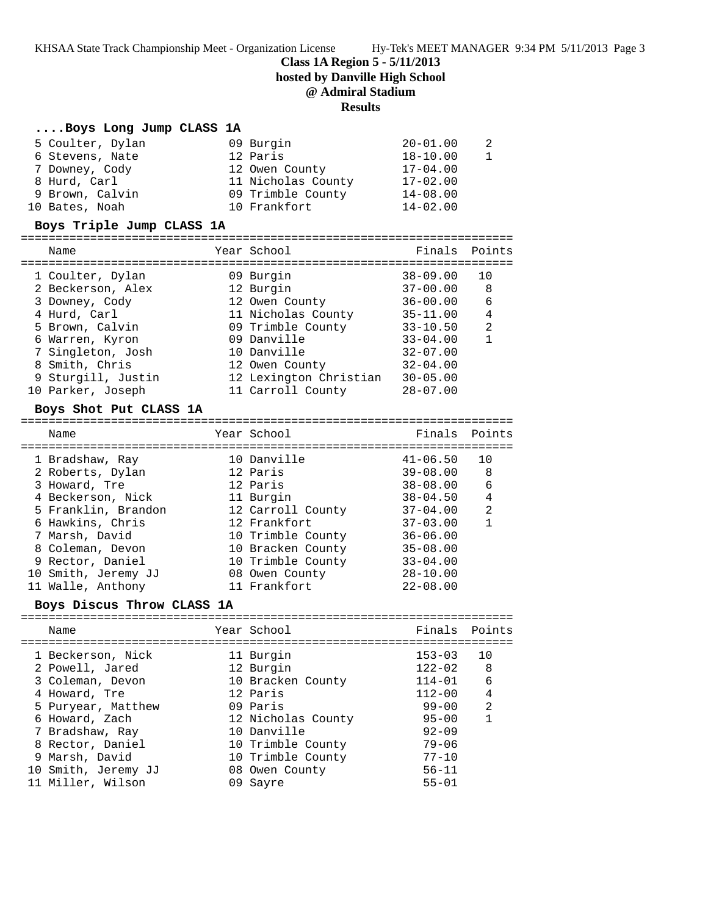# Class 1A Region 5 - 5/11/2013
## hosted by Danville High School
## @ Admiral Stadium
## Results

### ....Boys Long Jump CLASS 1A

| | Name | Year | School | Finals | Points |
|---|---|---|---|---|---|
| 5 | Coulter, Dylan | 09 | Burgin | 20-01.00 | 2 |
| 6 | Stevens, Nate | 12 | Paris | 18-10.00 | 1 |
| 7 | Downey, Cody | 12 | Owen County | 17-04.00 | |
| 8 | Hurd, Carl | 11 | Nicholas County | 17-02.00 | |
| 9 | Brown, Calvin | 09 | Trimble County | 14-08.00 | |
| 10 | Bates, Noah | 10 | Frankfort | 14-02.00 | |

### Boys Triple Jump CLASS 1A

| | Name | Year | School | Finals | Points |
|---|---|---|---|---|---|
| 1 | Coulter, Dylan | 09 | Burgin | 38-09.00 | 10 |
| 2 | Beckerson, Alex | 12 | Burgin | 37-00.00 | 8 |
| 3 | Downey, Cody | 12 | Owen County | 36-00.00 | 6 |
| 4 | Hurd, Carl | 11 | Nicholas County | 35-11.00 | 4 |
| 5 | Brown, Calvin | 09 | Trimble County | 33-10.50 | 2 |
| 6 | Warren, Kyron | 09 | Danville | 33-04.00 | 1 |
| 7 | Singleton, Josh | 10 | Danville | 32-07.00 | |
| 8 | Smith, Chris | 12 | Owen County | 32-04.00 | |
| 9 | Sturgill, Justin | 12 | Lexington Christian | 30-05.00 | |
| 10 | Parker, Joseph | 11 | Carroll County | 28-07.00 | |

### Boys Shot Put CLASS 1A

| | Name | Year | School | Finals | Points |
|---|---|---|---|---|---|
| 1 | Bradshaw, Ray | 10 | Danville | 41-06.50 | 10 |
| 2 | Roberts, Dylan | 12 | Paris | 39-08.00 | 8 |
| 3 | Howard, Tre | 12 | Paris | 38-08.00 | 6 |
| 4 | Beckerson, Nick | 11 | Burgin | 38-04.50 | 4 |
| 5 | Franklin, Brandon | 12 | Carroll County | 37-04.00 | 2 |
| 6 | Hawkins, Chris | 12 | Frankfort | 37-03.00 | 1 |
| 7 | Marsh, David | 10 | Trimble County | 36-06.00 | |
| 8 | Coleman, Devon | 10 | Bracken County | 35-08.00 | |
| 9 | Rector, Daniel | 10 | Trimble County | 33-04.00 | |
| 10 | Smith, Jeremy JJ | 08 | Owen County | 28-10.00 | |
| 11 | Walle, Anthony | 11 | Frankfort | 22-08.00 | |

### Boys Discus Throw CLASS 1A

| | Name | Year | School | Finals | Points |
|---|---|---|---|---|---|
| 1 | Beckerson, Nick | 11 | Burgin | 153-03 | 10 |
| 2 | Powell, Jared | 12 | Burgin | 122-02 | 8 |
| 3 | Coleman, Devon | 10 | Bracken County | 114-01 | 6 |
| 4 | Howard, Tre | 12 | Paris | 112-00 | 4 |
| 5 | Puryear, Matthew | 09 | Paris | 99-00 | 2 |
| 6 | Howard, Zach | 12 | Nicholas County | 95-00 | 1 |
| 7 | Bradshaw, Ray | 10 | Danville | 92-09 | |
| 8 | Rector, Daniel | 10 | Trimble County | 79-06 | |
| 9 | Marsh, David | 10 | Trimble County | 77-10 | |
| 10 | Smith, Jeremy JJ | 08 | Owen County | 56-11 | |
| 11 | Miller, Wilson | 09 | Sayre | 55-01 | |